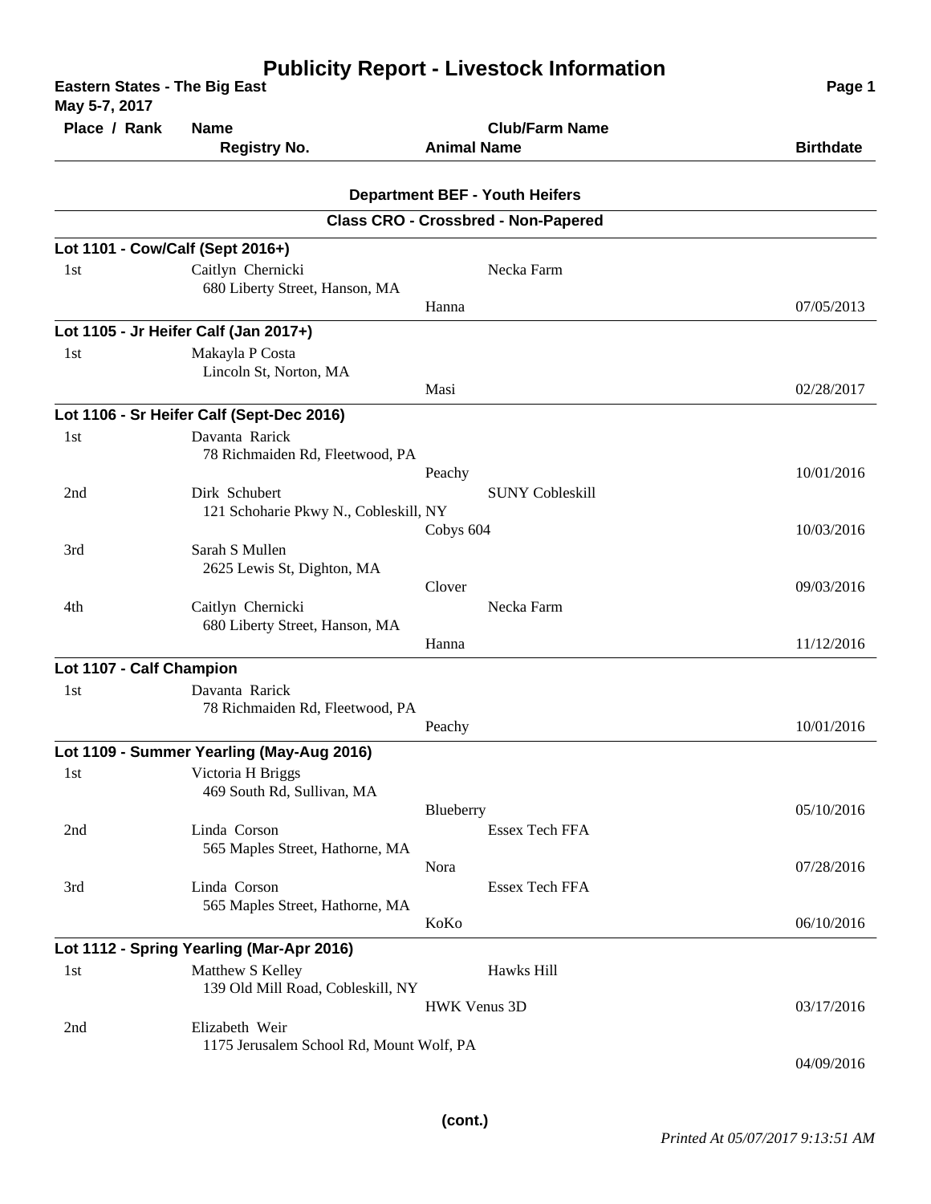# Publicity Report - Livestock Information

**Eastern States - The Big East**
**May 5-7, 2017**

| Place / Rank | Name / Registry No. | Club/Farm Name / Animal Name | Birthdate |
|---|---|---|---|

## Department BEF - Youth Heifers

### Class CRO - Crossbred - Non-Papered

**Lot 1101 - Cow/Calf (Sept 2016+)**

| Place / Rank | Name / Registry No. | Club/Farm Name / Animal Name | Birthdate |
|---|---|---|---|
| 1st | Caitlyn Chernicki<br>680 Liberty Street, Hanson, MA | Necka Farm<br>Hanna | 07/05/2013 |

**Lot 1105 - Jr Heifer Calf (Jan 2017+)**

| Place / Rank | Name / Registry No. | Club/Farm Name / Animal Name | Birthdate |
|---|---|---|---|
| 1st | Makayla P Costa<br>Lincoln St, Norton, MA | Masi | 02/28/2017 |

**Lot 1106 - Sr Heifer Calf (Sept-Dec 2016)**

| Place / Rank | Name / Registry No. | Club/Farm Name / Animal Name | Birthdate |
|---|---|---|---|
| 1st | Davanta Rarick<br>78 Richmaiden Rd, Fleetwood, PA | Peachy | 10/01/2016 |
| 2nd | Dirk Schubert<br>121 Schoharie Pkwy N., Cobleskill, NY | SUNY Cobleskill<br>Cobys 604 | 10/03/2016 |
| 3rd | Sarah S Mullen<br>2625 Lewis St, Dighton, MA | Clover | 09/03/2016 |
| 4th | Caitlyn Chernicki<br>680 Liberty Street, Hanson, MA | Necka Farm<br>Hanna | 11/12/2016 |

**Lot 1107 - Calf Champion**

| Place / Rank | Name / Registry No. | Club/Farm Name / Animal Name | Birthdate |
|---|---|---|---|
| 1st | Davanta Rarick<br>78 Richmaiden Rd, Fleetwood, PA | Peachy | 10/01/2016 |

**Lot 1109 - Summer Yearling (May-Aug 2016)**

| Place / Rank | Name / Registry No. | Club/Farm Name / Animal Name | Birthdate |
|---|---|---|---|
| 1st | Victoria H Briggs<br>469 South Rd, Sullivan, MA | Blueberry | 05/10/2016 |
| 2nd | Linda Corson<br>565 Maples Street, Hathorne, MA | Essex Tech FFA<br>Nora | 07/28/2016 |
| 3rd | Linda Corson<br>565 Maples Street, Hathorne, MA | Essex Tech FFA<br>KoKo | 06/10/2016 |

**Lot 1112 - Spring Yearling (Mar-Apr 2016)**

| Place / Rank | Name / Registry No. | Club/Farm Name / Animal Name | Birthdate |
|---|---|---|---|
| 1st | Matthew S Kelley<br>139 Old Mill Road, Cobleskill, NY | Hawks Hill<br>HWK Venus 3D | 03/17/2016 |
| 2nd | Elizabeth Weir<br>1175 Jerusalem School Rd, Mount Wolf, PA | | 04/09/2016 |

**(cont.)**

*Printed At 05/07/2017 9:13:51 AM*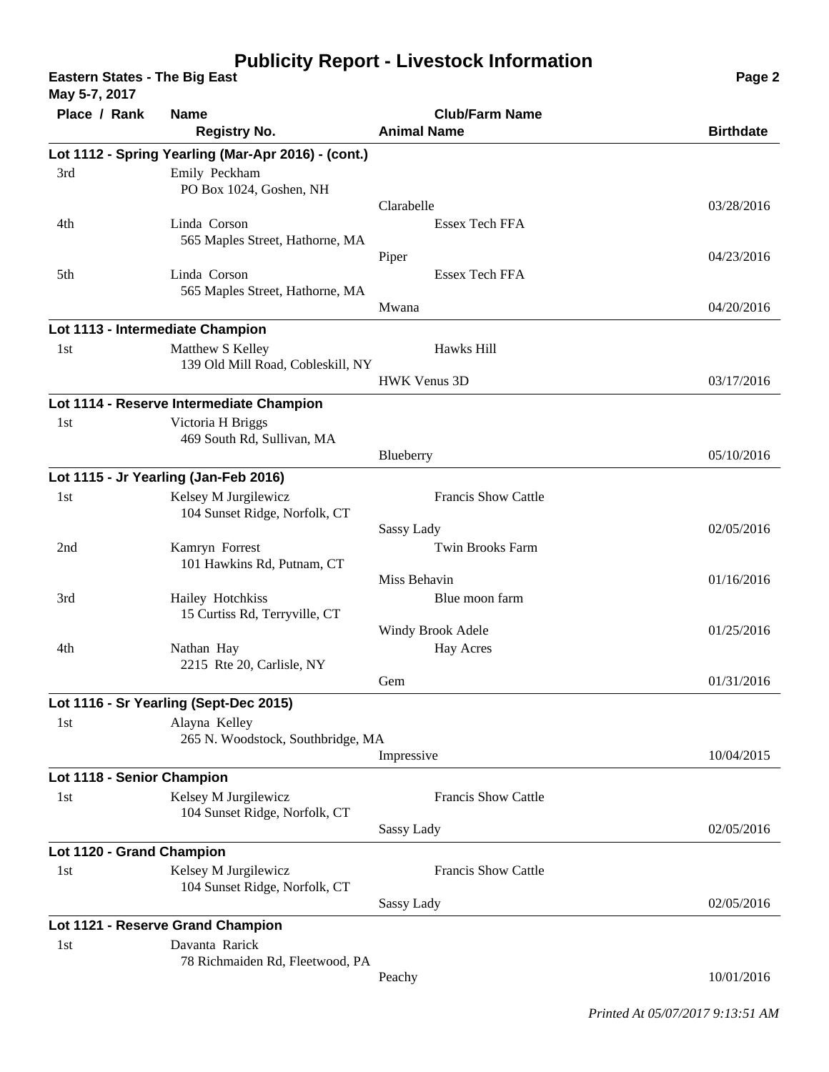# Publicity Report - Livestock Information

**Eastern States - The Big East**
**May 5-7, 2017**

| Place / Rank | Name / Registry No. | Club/Farm Name / Animal Name | Birthdate |
|---|---|---|---|
| **Lot 1112 - Spring Yearling (Mar-Apr 2016) - (cont.)** | | | |
| 3rd | Emily Peckham<br>PO Box 1024, Goshen, NH | <br>Clarabelle | 03/28/2016 |
| 4th | Linda Corson<br>565 Maples Street, Hathorne, MA | Essex Tech FFA<br>Piper | 04/23/2016 |
| 5th | Linda Corson<br>565 Maples Street, Hathorne, MA | Essex Tech FFA<br>Mwana | 04/20/2016 |
| **Lot 1113 - Intermediate Champion** | | | |
| 1st | Matthew S Kelley<br>139 Old Mill Road, Cobleskill, NY | Hawks Hill<br>HWK Venus 3D | 03/17/2016 |
| **Lot 1114 - Reserve Intermediate Champion** | | | |
| 1st | Victoria H Briggs<br>469 South Rd, Sullivan, MA | <br>Blueberry | 05/10/2016 |
| **Lot 1115 - Jr Yearling (Jan-Feb 2016)** | | | |
| 1st | Kelsey M Jurgilewicz<br>104 Sunset Ridge, Norfolk, CT | Francis Show Cattle<br>Sassy Lady | 02/05/2016 |
| 2nd | Kamryn Forrest<br>101 Hawkins Rd, Putnam, CT | Twin Brooks Farm<br>Miss Behavin | 01/16/2016 |
| 3rd | Hailey Hotchkiss<br>15 Curtiss Rd, Terryville, CT | Blue moon farm<br>Windy Brook Adele | 01/25/2016 |
| 4th | Nathan Hay<br>2215 Rte 20, Carlisle, NY | Hay Acres<br>Gem | 01/31/2016 |
| **Lot 1116 - Sr Yearling (Sept-Dec 2015)** | | | |
| 1st | Alayna Kelley<br>265 N. Woodstock, Southbridge, MA | <br>Impressive | 10/04/2015 |
| **Lot 1118 - Senior Champion** | | | |
| 1st | Kelsey M Jurgilewicz<br>104 Sunset Ridge, Norfolk, CT | Francis Show Cattle<br>Sassy Lady | 02/05/2016 |
| **Lot 1120 - Grand Champion** | | | |
| 1st | Kelsey M Jurgilewicz<br>104 Sunset Ridge, Norfolk, CT | Francis Show Cattle<br>Sassy Lady | 02/05/2016 |
| **Lot 1121 - Reserve Grand Champion** | | | |
| 1st | Davanta Rarick<br>78 Richmaiden Rd, Fleetwood, PA | <br>Peachy | 10/01/2016 |

*Printed At 05/07/2017 9:13:51 AM*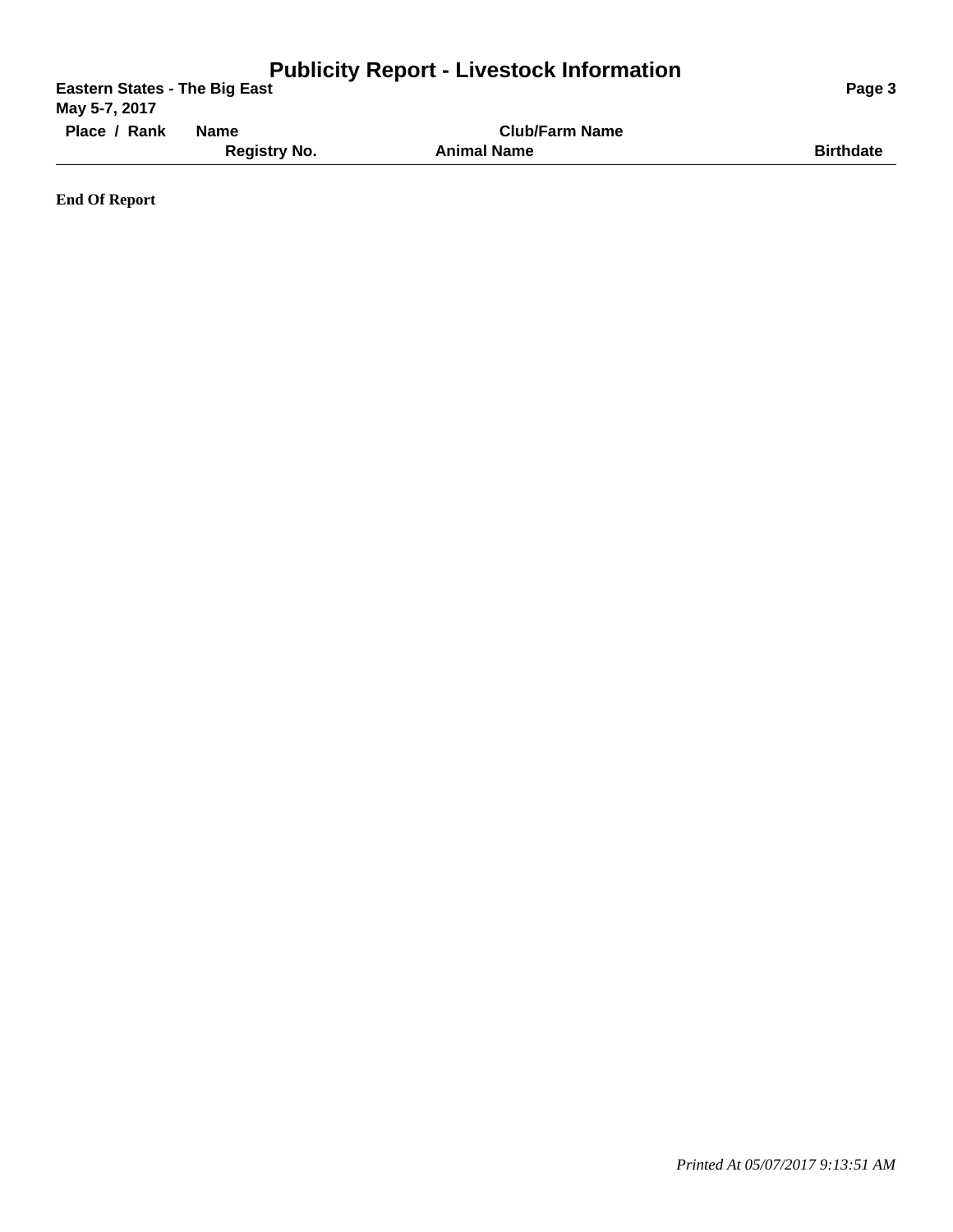# Publicity Report - Livestock Information

**Eastern States - The Big East**

**May 5-7, 2017**

| Place / Rank | Name | Club/Farm Name | |
|---|---|---|---|
| | Registry No. | Animal Name | Birthdate |

**End Of Report**

*Printed At 05/07/2017 9:13:51 AM*